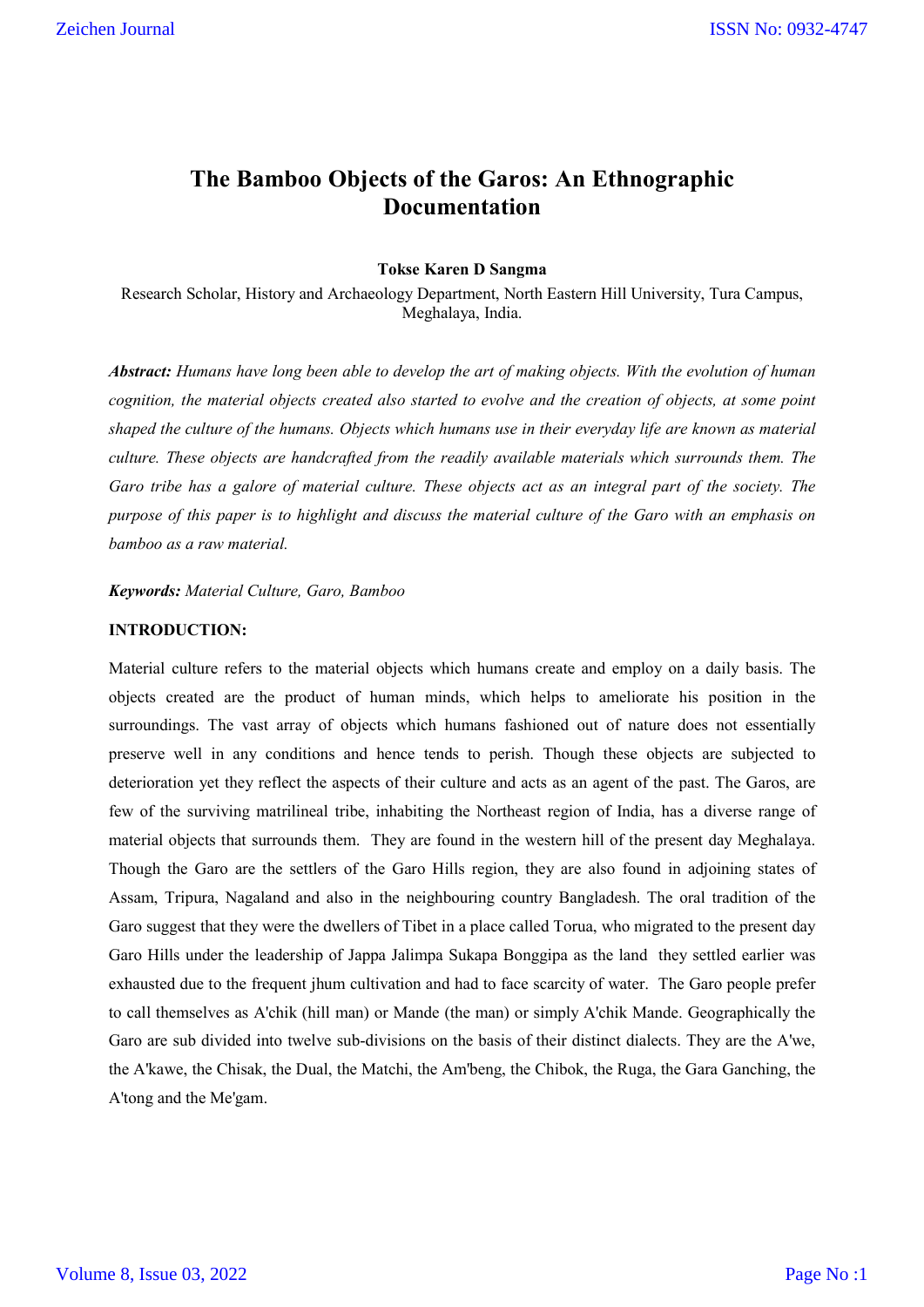# The Bamboo Objects of the Garos: An Ethnographic Documentation

**Tokse Karen D Sangma**

Research Scholar, History and Archaeology Department, North Eastern Hill University, Tura Campus, Meghalaya, India.

***Abstract:*** *Humans have long been able to develop the art of making objects. With the evolution of human cognition, the material objects created also started to evolve and the creation of objects, at some point shaped the culture of the humans. Objects which humans use in their everyday life are known as material culture. These objects are handcrafted from the readily available materials which surrounds them. The Garo tribe has a galore of material culture. These objects act as an integral part of the society. The purpose of this paper is to highlight and discuss the material culture of the Garo with an emphasis on bamboo as a raw material.*

***Keywords:*** *Material Culture, Garo, Bamboo*

**INTRODUCTION:**

Material culture refers to the material objects which humans create and employ on a daily basis. The objects created are the product of human minds, which helps to ameliorate his position in the surroundings. The vast array of objects which humans fashioned out of nature does not essentially preserve well in any conditions and hence tends to perish. Though these objects are subjected to deterioration yet they reflect the aspects of their culture and acts as an agent of the past. The Garos, are few of the surviving matrilineal tribe, inhabiting the Northeast region of India, has a diverse range of material objects that surrounds them. They are found in the western hill of the present day Meghalaya. Though the Garo are the settlers of the Garo Hills region, they are also found in adjoining states of Assam, Tripura, Nagaland and also in the neighbouring country Bangladesh. The oral tradition of the Garo suggest that they were the dwellers of Tibet in a place called Torua, who migrated to the present day Garo Hills under the leadership of Jappa Jalimpa Sukapa Bonggipa as the land they settled earlier was exhausted due to the frequent jhum cultivation and had to face scarcity of water. The Garo people prefer to call themselves as A'chik (hill man) or Mande (the man) or simply A'chik Mande. Geographically the Garo are sub divided into twelve sub-divisions on the basis of their distinct dialects. They are the A'we, the A'kawe, the Chisak, the Dual, the Matchi, the Am'beng, the Chibok, the Ruga, the Gara Ganching, the A'tong and the Me'gam.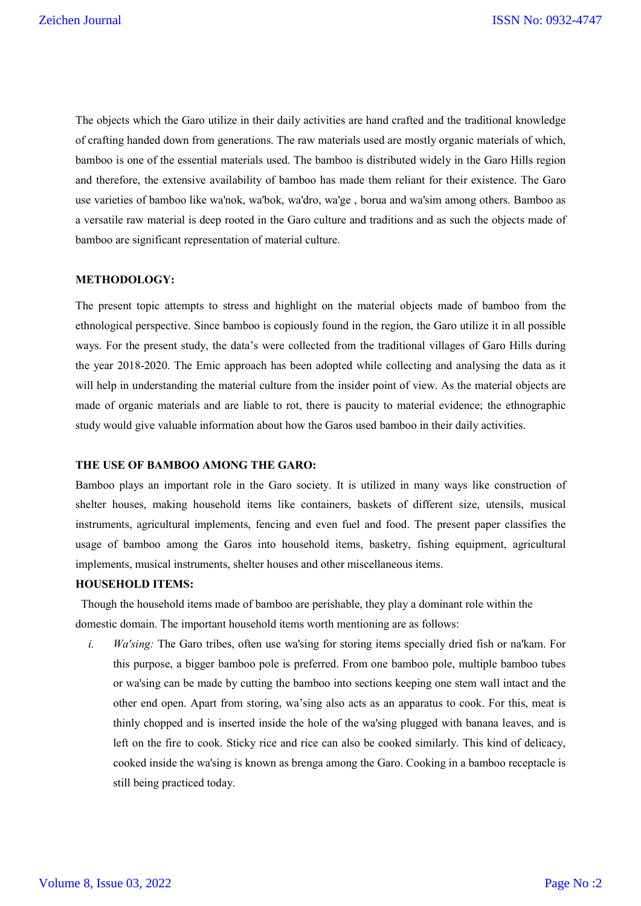The objects which the Garo utilize in their daily activities are hand crafted and the traditional knowledge of crafting handed down from generations. The raw materials used are mostly organic materials of which, bamboo is one of the essential materials used. The bamboo is distributed widely in the Garo Hills region and therefore, the extensive availability of bamboo has made them reliant for their existence. The Garo use varieties of bamboo like wa'nok, wa'bok, wa'dro, wa'ge , borua and wa'sim among others. Bamboo as a versatile raw material is deep rooted in the Garo culture and traditions and as such the objects made of bamboo are significant representation of material culture.

## METHODOLOGY:

The present topic attempts to stress and highlight on the material objects made of bamboo from the ethnological perspective. Since bamboo is copiously found in the region, the Garo utilize it in all possible ways. For the present study, the data's were collected from the traditional villages of Garo Hills during the year 2018-2020. The Emic approach has been adopted while collecting and analysing the data as it will help in understanding the material culture from the insider point of view. As the material objects are made of organic materials and are liable to rot, there is paucity to material evidence; the ethnographic study would give valuable information about how the Garos used bamboo in their daily activities.

## THE USE OF BAMBOO AMONG THE GARO:

Bamboo plays an important role in the Garo society. It is utilized in many ways like construction of shelter houses, making household items like containers, baskets of different size, utensils, musical instruments, agricultural implements, fencing and even fuel and food. The present paper classifies the usage of bamboo among the Garos into household items, basketry, fishing equipment, agricultural implements, musical instruments, shelter houses and other miscellaneous items.

## HOUSEHOLD ITEMS:

Though the household items made of bamboo are perishable, they play a dominant role within the domestic domain. The important household items worth mentioning are as follows:

i. *Wa'sing:* The Garo tribes, often use wa'sing for storing items specially dried fish or na'kam. For this purpose, a bigger bamboo pole is preferred. From one bamboo pole, multiple bamboo tubes or wa'sing can be made by cutting the bamboo into sections keeping one stem wall intact and the other end open. Apart from storing, wa'sing also acts as an apparatus to cook. For this, meat is thinly chopped and is inserted inside the hole of the wa'sing plugged with banana leaves, and is left on the fire to cook. Sticky rice and rice can also be cooked similarly. This kind of delicacy, cooked inside the wa'sing is known as brenga among the Garo. Cooking in a bamboo receptacle is still being practiced today.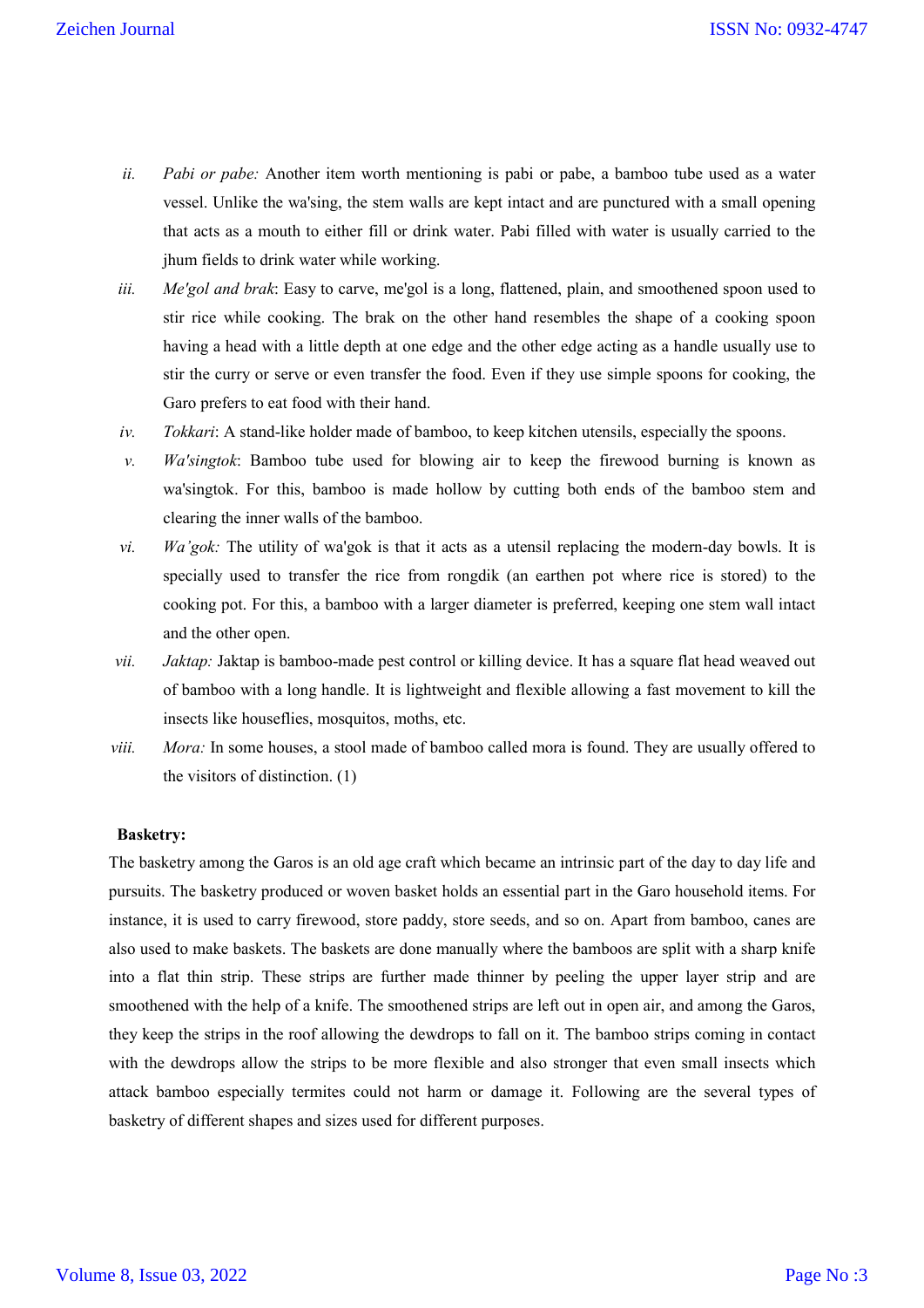ii. *Pabi or pabe:* Another item worth mentioning is pabi or pabe, a bamboo tube used as a water vessel. Unlike the wa'sing, the stem walls are kept intact and are punctured with a small opening that acts as a mouth to either fill or drink water. Pabi filled with water is usually carried to the jhum fields to drink water while working.

iii. *Me'gol and brak*: Easy to carve, me'gol is a long, flattened, plain, and smoothened spoon used to stir rice while cooking. The brak on the other hand resembles the shape of a cooking spoon having a head with a little depth at one edge and the other edge acting as a handle usually use to stir the curry or serve or even transfer the food. Even if they use simple spoons for cooking, the Garo prefers to eat food with their hand.

iv. *Tokkari*: A stand-like holder made of bamboo, to keep kitchen utensils, especially the spoons.

v. *Wa'singtok*: Bamboo tube used for blowing air to keep the firewood burning is known as wa'singtok. For this, bamboo is made hollow by cutting both ends of the bamboo stem and clearing the inner walls of the bamboo.

vi. *Wa'gok:* The utility of wa'gok is that it acts as a utensil replacing the modern-day bowls. It is specially used to transfer the rice from rongdik (an earthen pot where rice is stored) to the cooking pot. For this, a bamboo with a larger diameter is preferred, keeping one stem wall intact and the other open.

vii. *Jaktap:* Jaktap is bamboo-made pest control or killing device. It has a square flat head weaved out of bamboo with a long handle. It is lightweight and flexible allowing a fast movement to kill the insects like houseflies, mosquitos, moths, etc.

viii. *Mora:* In some houses, a stool made of bamboo called mora is found. They are usually offered to the visitors of distinction. (1)

**Basketry:**

The basketry among the Garos is an old age craft which became an intrinsic part of the day to day life and pursuits. The basketry produced or woven basket holds an essential part in the Garo household items. For instance, it is used to carry firewood, store paddy, store seeds, and so on. Apart from bamboo, canes are also used to make baskets. The baskets are done manually where the bamboos are split with a sharp knife into a flat thin strip. These strips are further made thinner by peeling the upper layer strip and are smoothened with the help of a knife. The smoothened strips are left out in open air, and among the Garos, they keep the strips in the roof allowing the dewdrops to fall on it. The bamboo strips coming in contact with the dewdrops allow the strips to be more flexible and also stronger that even small insects which attack bamboo especially termites could not harm or damage it. Following are the several types of basketry of different shapes and sizes used for different purposes.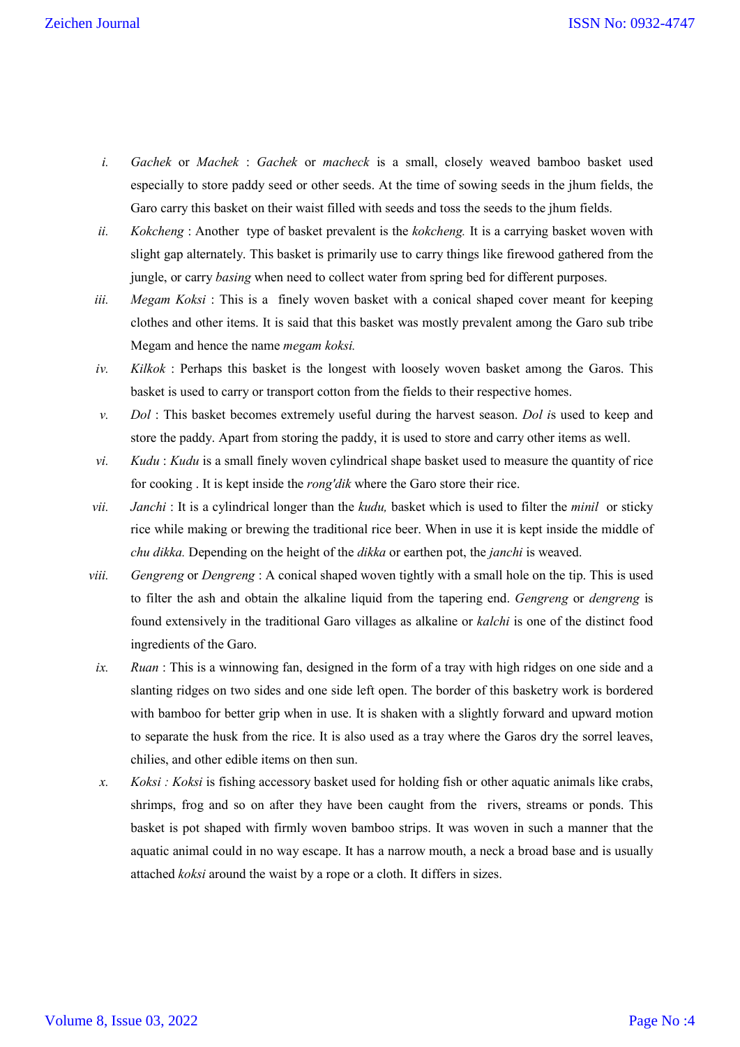i. *Gachek* or *Machek* : *Gachek* or *macheck* is a small, closely weaved bamboo basket used especially to store paddy seed or other seeds. At the time of sowing seeds in the jhum fields, the Garo carry this basket on their waist filled with seeds and toss the seeds to the jhum fields.

ii. *Kokcheng* : Another type of basket prevalent is the *kokcheng.* It is a carrying basket woven with slight gap alternately. This basket is primarily use to carry things like firewood gathered from the jungle, or carry *basing* when need to collect water from spring bed for different purposes.

iii. *Megam Koksi* : This is a finely woven basket with a conical shaped cover meant for keeping clothes and other items. It is said that this basket was mostly prevalent among the Garo sub tribe Megam and hence the name *megam koksi.*

iv. *Kilkok* : Perhaps this basket is the longest with loosely woven basket among the Garos. This basket is used to carry or transport cotton from the fields to their respective homes.

v. *Dol* : This basket becomes extremely useful during the harvest season. *Dol i*s used to keep and store the paddy. Apart from storing the paddy, it is used to store and carry other items as well.

vi. *Kudu* : *Kudu* is a small finely woven cylindrical shape basket used to measure the quantity of rice for cooking . It is kept inside the *rong'dik* where the Garo store their rice.

vii. *Janchi* : It is a cylindrical longer than the *kudu,* basket which is used to filter the *minil* or sticky rice while making or brewing the traditional rice beer. When in use it is kept inside the middle of *chu dikka.* Depending on the height of the *dikka* or earthen pot, the *janchi* is weaved.

viii. *Gengreng* or *Dengreng* : A conical shaped woven tightly with a small hole on the tip. This is used to filter the ash and obtain the alkaline liquid from the tapering end. *Gengreng* or *dengreng* is found extensively in the traditional Garo villages as alkaline or *kalchi* is one of the distinct food ingredients of the Garo.

ix. *Ruan* : This is a winnowing fan, designed in the form of a tray with high ridges on one side and a slanting ridges on two sides and one side left open. The border of this basketry work is bordered with bamboo for better grip when in use. It is shaken with a slightly forward and upward motion to separate the husk from the rice. It is also used as a tray where the Garos dry the sorrel leaves, chilies, and other edible items on then sun.

x. *Koksi : Koksi* is fishing accessory basket used for holding fish or other aquatic animals like crabs, shrimps, frog and so on after they have been caught from the rivers, streams or ponds. This basket is pot shaped with firmly woven bamboo strips. It was woven in such a manner that the aquatic animal could in no way escape. It has a narrow mouth, a neck a broad base and is usually attached *koksi* around the waist by a rope or a cloth. It differs in sizes.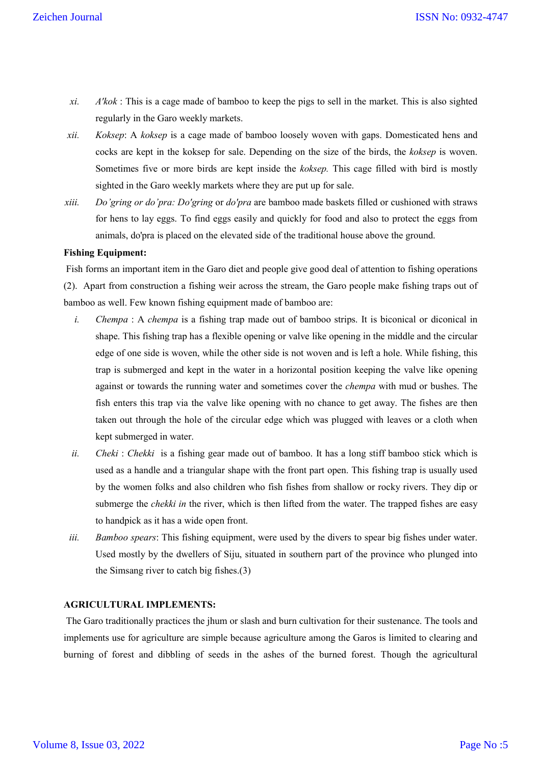xi. *A'kok* : This is a cage made of bamboo to keep the pigs to sell in the market. This is also sighted regularly in the Garo weekly markets.

xii. *Koksep*: A *koksep* is a cage made of bamboo loosely woven with gaps. Domesticated hens and cocks are kept in the koksep for sale. Depending on the size of the birds, the *koksep* is woven. Sometimes five or more birds are kept inside the *koksep.* This cage filled with bird is mostly sighted in the Garo weekly markets where they are put up for sale.

xiii. *Do'gring or do'pra: Do'gring* or *do'pra* are bamboo made baskets filled or cushioned with straws for hens to lay eggs. To find eggs easily and quickly for food and also to protect the eggs from animals, do'pra is placed on the elevated side of the traditional house above the ground.

**Fishing Equipment:**

Fish forms an important item in the Garo diet and people give good deal of attention to fishing operations (2). Apart from construction a fishing weir across the stream, the Garo people make fishing traps out of bamboo as well. Few known fishing equipment made of bamboo are:

i. *Chempa* : A *chempa* is a fishing trap made out of bamboo strips. It is biconical or diconical in shape. This fishing trap has a flexible opening or valve like opening in the middle and the circular edge of one side is woven, while the other side is not woven and is left a hole. While fishing, this trap is submerged and kept in the water in a horizontal position keeping the valve like opening against or towards the running water and sometimes cover the *chempa* with mud or bushes. The fish enters this trap via the valve like opening with no chance to get away. The fishes are then taken out through the hole of the circular edge which was plugged with leaves or a cloth when kept submerged in water.

ii. *Cheki* : *Chekki* is a fishing gear made out of bamboo. It has a long stiff bamboo stick which is used as a handle and a triangular shape with the front part open. This fishing trap is usually used by the women folks and also children who fish fishes from shallow or rocky rivers. They dip or submerge the *chekki in* the river, which is then lifted from the water. The trapped fishes are easy to handpick as it has a wide open front.

iii. *Bamboo spears*: This fishing equipment, were used by the divers to spear big fishes under water. Used mostly by the dwellers of Siju, situated in southern part of the province who plunged into the Simsang river to catch big fishes.(3)

**AGRICULTURAL IMPLEMENTS:**

The Garo traditionally practices the jhum or slash and burn cultivation for their sustenance. The tools and implements use for agriculture are simple because agriculture among the Garos is limited to clearing and burning of forest and dibbling of seeds in the ashes of the burned forest. Though the agricultural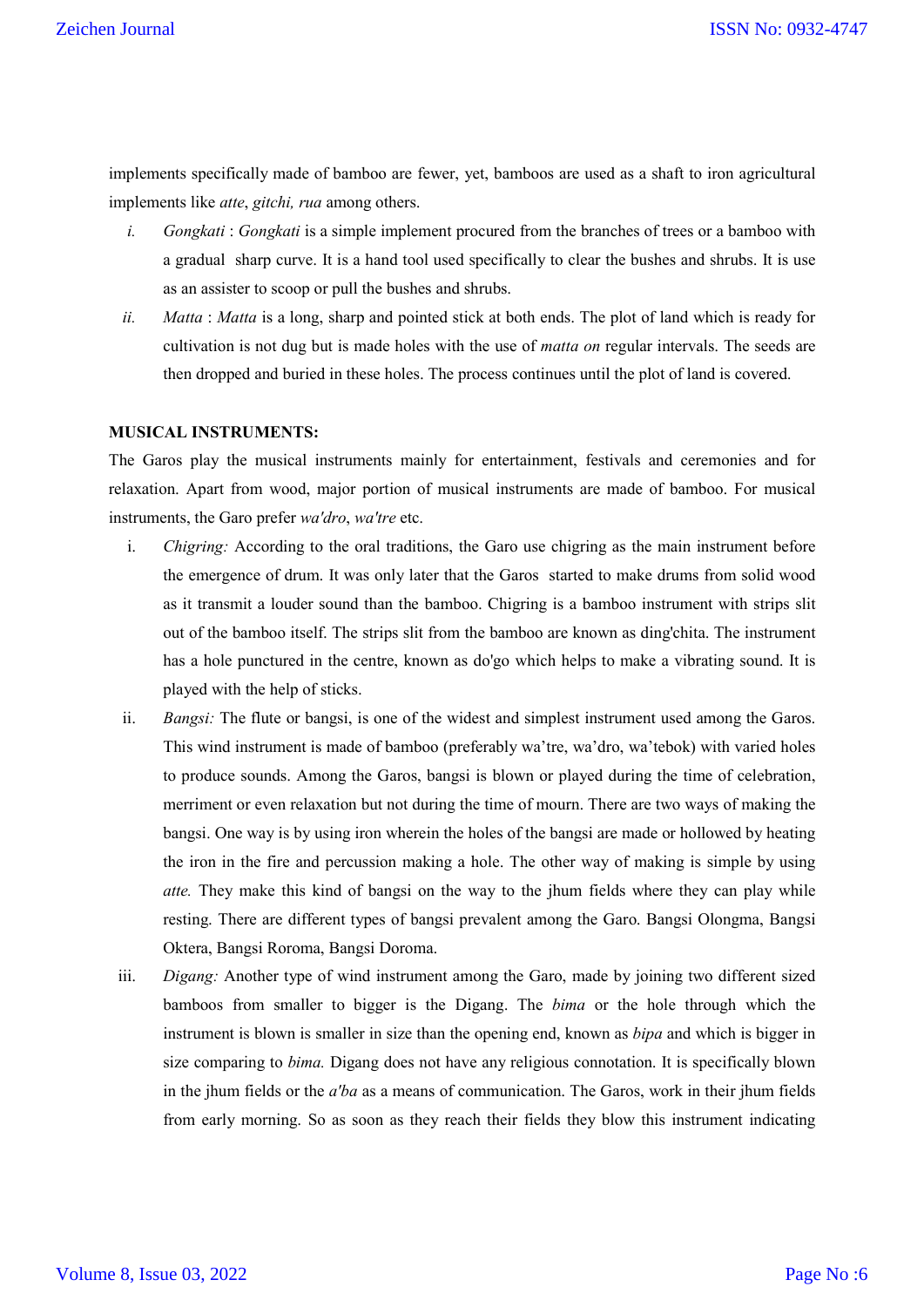implements specifically made of bamboo are fewer, yet, bamboos are used as a shaft to iron agricultural implements like *atte*, *gitchi, rua* among others.

*i.* *Gongkati* : *Gongkati* is a simple implement procured from the branches of trees or a bamboo with a gradual sharp curve. It is a hand tool used specifically to clear the bushes and shrubs. It is use as an assister to scoop or pull the bushes and shrubs.

*ii.* *Matta* : *Matta* is a long, sharp and pointed stick at both ends. The plot of land which is ready for cultivation is not dug but is made holes with the use of *matta on* regular intervals. The seeds are then dropped and buried in these holes. The process continues until the plot of land is covered.

**MUSICAL INSTRUMENTS:**

The Garos play the musical instruments mainly for entertainment, festivals and ceremonies and for relaxation. Apart from wood, major portion of musical instruments are made of bamboo. For musical instruments, the Garo prefer *wa'dro*, *wa'tre* etc.

i. *Chigring:* According to the oral traditions, the Garo use chigring as the main instrument before the emergence of drum. It was only later that the Garos started to make drums from solid wood as it transmit a louder sound than the bamboo. Chigring is a bamboo instrument with strips slit out of the bamboo itself. The strips slit from the bamboo are known as ding'chita. The instrument has a hole punctured in the centre, known as do'go which helps to make a vibrating sound. It is played with the help of sticks.

ii. *Bangsi:* The flute or bangsi, is one of the widest and simplest instrument used among the Garos. This wind instrument is made of bamboo (preferably wa'tre, wa'dro, wa'tebok) with varied holes to produce sounds. Among the Garos, bangsi is blown or played during the time of celebration, merriment or even relaxation but not during the time of mourn. There are two ways of making the bangsi. One way is by using iron wherein the holes of the bangsi are made or hollowed by heating the iron in the fire and percussion making a hole. The other way of making is simple by using *atte.* They make this kind of bangsi on the way to the jhum fields where they can play while resting. There are different types of bangsi prevalent among the Garo. Bangsi Olongma, Bangsi Oktera, Bangsi Roroma, Bangsi Doroma.

iii. *Digang:* Another type of wind instrument among the Garo, made by joining two different sized bamboos from smaller to bigger is the Digang. The *bima* or the hole through which the instrument is blown is smaller in size than the opening end, known as *bipa* and which is bigger in size comparing to *bima.* Digang does not have any religious connotation. It is specifically blown in the jhum fields or the *a'ba* as a means of communication. The Garos, work in their jhum fields from early morning. So as soon as they reach their fields they blow this instrument indicating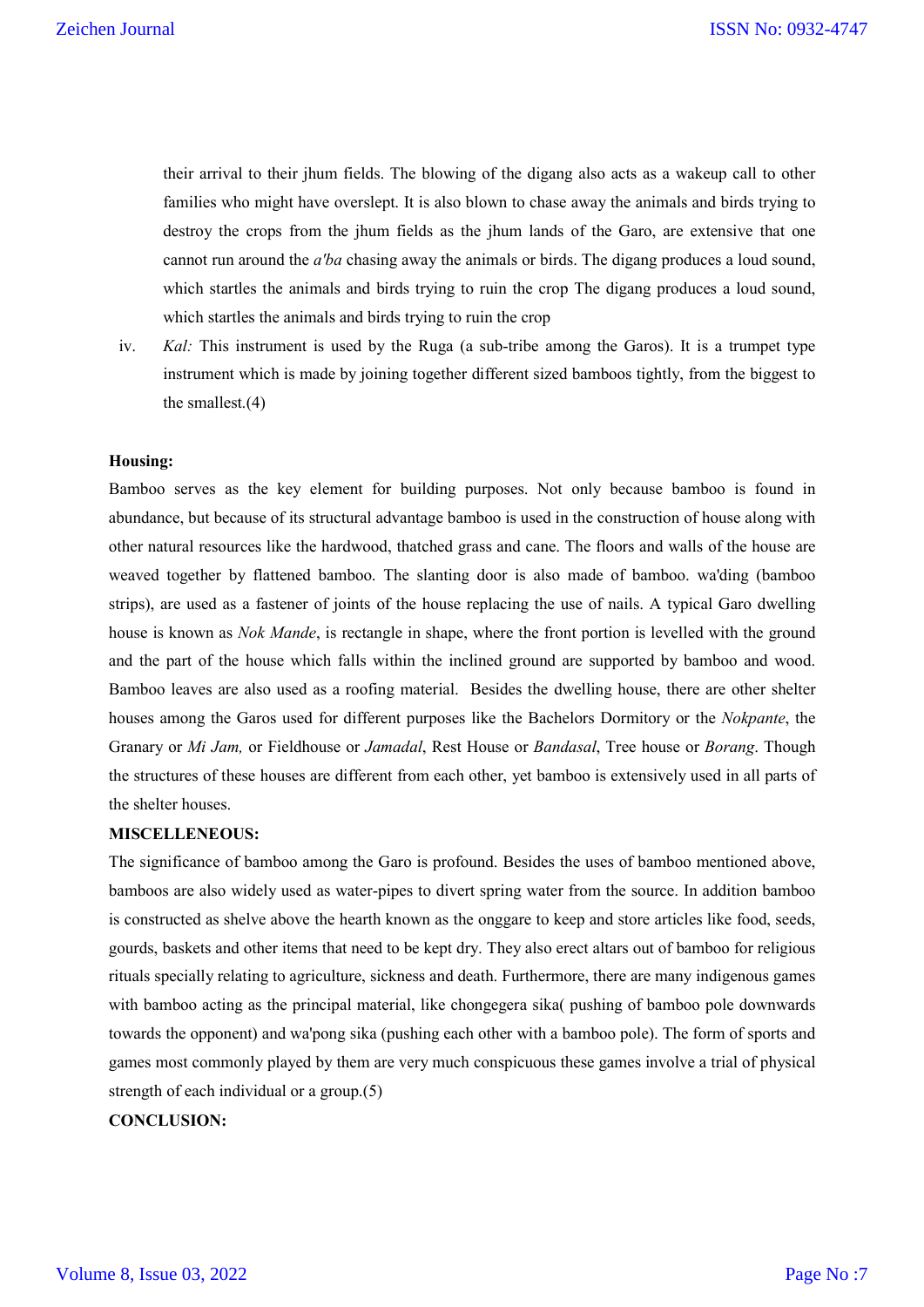their arrival to their jhum fields. The blowing of the digang also acts as a wakeup call to other families who might have overslept. It is also blown to chase away the animals and birds trying to destroy the crops from the jhum fields as the jhum lands of the Garo, are extensive that one cannot run around the *a'ba* chasing away the animals or birds. The digang produces a loud sound, which startles the animals and birds trying to ruin the crop The digang produces a loud sound, which startles the animals and birds trying to ruin the crop

iv. *Kal:* This instrument is used by the Ruga (a sub-tribe among the Garos). It is a trumpet type instrument which is made by joining together different sized bamboos tightly, from the biggest to the smallest.(4)

**Housing:**

Bamboo serves as the key element for building purposes. Not only because bamboo is found in abundance, but because of its structural advantage bamboo is used in the construction of house along with other natural resources like the hardwood, thatched grass and cane. The floors and walls of the house are weaved together by flattened bamboo. The slanting door is also made of bamboo. wa'ding (bamboo strips), are used as a fastener of joints of the house replacing the use of nails. A typical Garo dwelling house is known as *Nok Mande*, is rectangle in shape, where the front portion is levelled with the ground and the part of the house which falls within the inclined ground are supported by bamboo and wood. Bamboo leaves are also used as a roofing material. Besides the dwelling house, there are other shelter houses among the Garos used for different purposes like the Bachelors Dormitory or the *Nokpante*, the Granary or *Mi Jam,* or Fieldhouse or *Jamadal*, Rest House or *Bandasal*, Tree house or *Borang*. Though the structures of these houses are different from each other, yet bamboo is extensively used in all parts of the shelter houses.

**MISCELLENEOUS:**

The significance of bamboo among the Garo is profound. Besides the uses of bamboo mentioned above, bamboos are also widely used as water-pipes to divert spring water from the source. In addition bamboo is constructed as shelve above the hearth known as the onggare to keep and store articles like food, seeds, gourds, baskets and other items that need to be kept dry. They also erect altars out of bamboo for religious rituals specially relating to agriculture, sickness and death. Furthermore, there are many indigenous games with bamboo acting as the principal material, like chongegera sika( pushing of bamboo pole downwards towards the opponent) and wa'pong sika (pushing each other with a bamboo pole). The form of sports and games most commonly played by them are very much conspicuous these games involve a trial of physical strength of each individual or a group.(5)

**CONCLUSION:**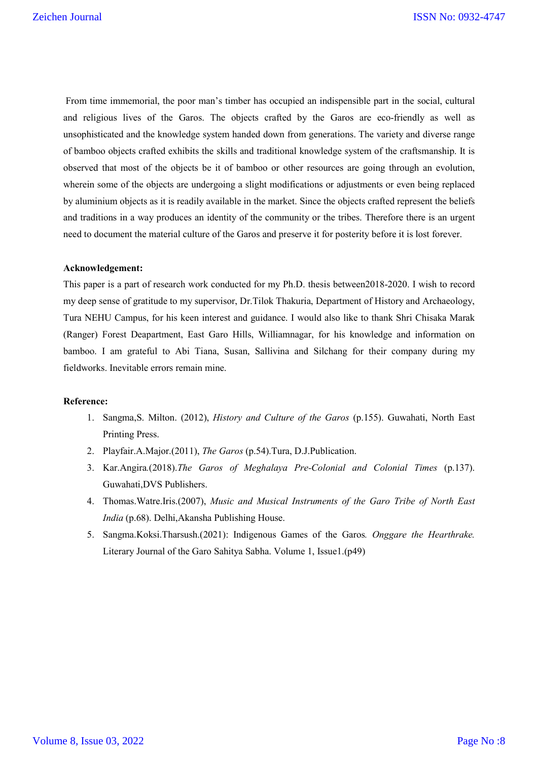From time immemorial, the poor man's timber has occupied an indispensible part in the social, cultural and religious lives of the Garos. The objects crafted by the Garos are eco-friendly as well as unsophisticated and the knowledge system handed down from generations. The variety and diverse range of bamboo objects crafted exhibits the skills and traditional knowledge system of the craftsmanship. It is observed that most of the objects be it of bamboo or other resources are going through an evolution, wherein some of the objects are undergoing a slight modifications or adjustments or even being replaced by aluminium objects as it is readily available in the market. Since the objects crafted represent the beliefs and traditions in a way produces an identity of the community or the tribes. Therefore there is an urgent need to document the material culture of the Garos and preserve it for posterity before it is lost forever.

**Acknowledgement:**

This paper is a part of research work conducted for my Ph.D. thesis between2018-2020. I wish to record my deep sense of gratitude to my supervisor, Dr.Tilok Thakuria, Department of History and Archaeology, Tura NEHU Campus, for his keen interest and guidance. I would also like to thank Shri Chisaka Marak (Ranger) Forest Deapartment, East Garo Hills, Williamnagar, for his knowledge and information on bamboo. I am grateful to Abi Tiana, Susan, Sallivina and Silchang for their company during my fieldworks. Inevitable errors remain mine.

**Reference:**

1. Sangma,S. Milton. (2012), *History and Culture of the Garos* (p.155). Guwahati, North East Printing Press.
2. Playfair.A.Major.(2011), *The Garos* (p.54).Tura, D.J.Publication.
3. Kar.Angira.(2018).*The Garos of Meghalaya Pre-Colonial and Colonial Times* (p.137). Guwahati,DVS Publishers.
4. Thomas.Watre.Iris.(2007), *Music and Musical Instruments of the Garo Tribe of North East India* (p.68). Delhi,Akansha Publishing House.
5. Sangma.Koksi.Tharsush.(2021): Indigenous Games of the Garos. *Onggare the Hearthrake.* Literary Journal of the Garo Sahitya Sabha. Volume 1, Issue1.(p49)